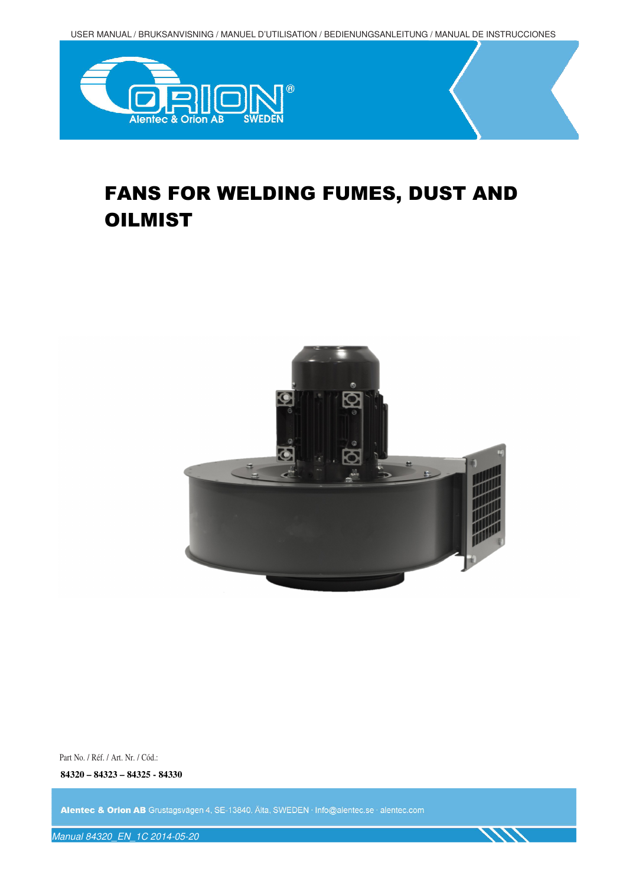USER MANUAL / BRUKSANVISNING / MANUEL D'UTILISATION / BEDIENUNGSANLEITUNG / MANUAL DE INSTRUCCIONES

ORION®
Alentec & Orion AB SWEDEN

# FANS FOR WELDING FUMES, DUST AND OILMIST

Part No. / Réf. / Art. Nr. / Cód.:

**84320 – 84323 – 84325 - 84330**

**Alentec & Orion AB** Grustagsvägen 4, SE-13840, Älta, SWEDEN · Info@alentec.se · alentec.com

*Manual 84320_EN_1C 2014-05-20*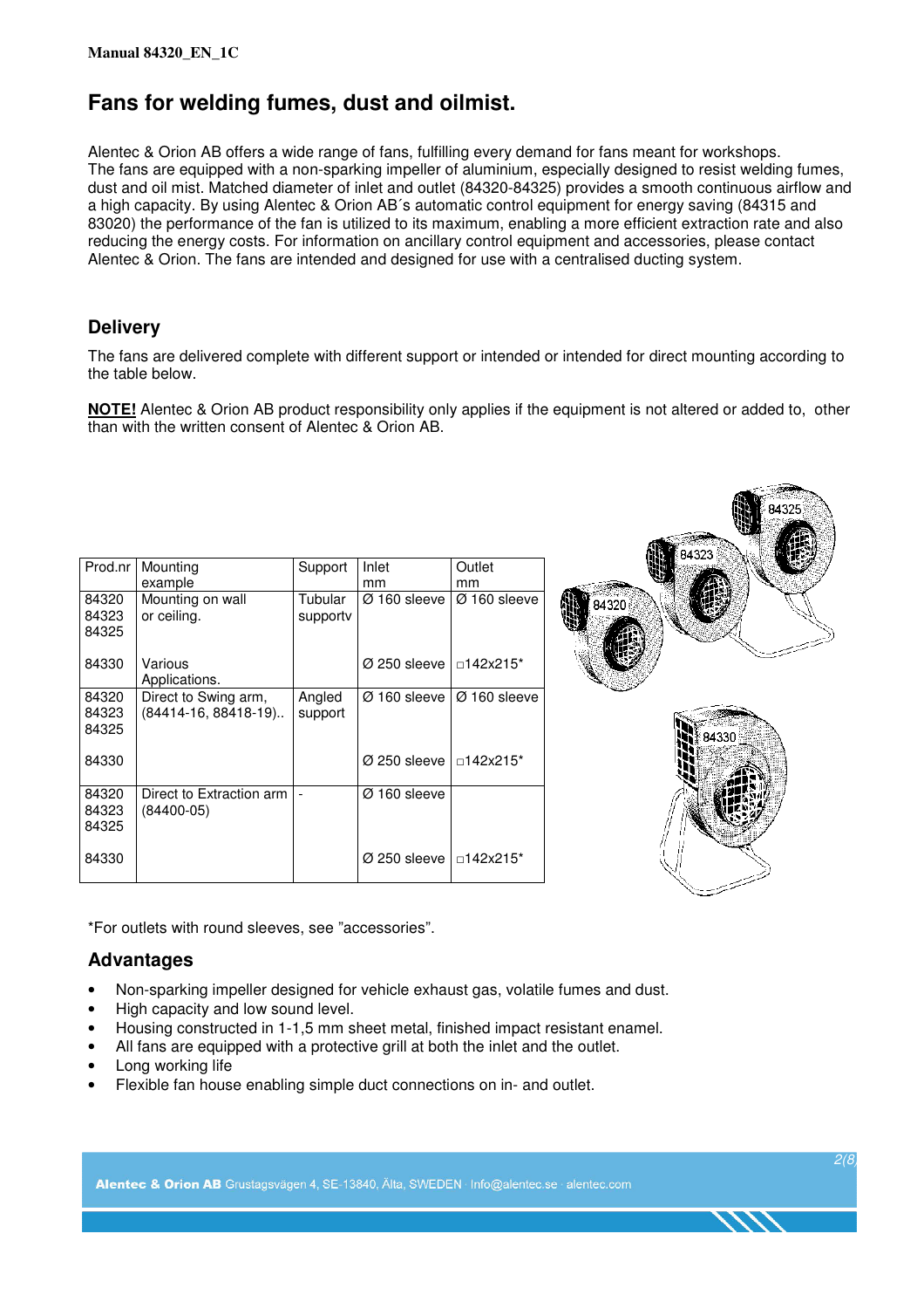# Fans for welding fumes, dust and oilmist.

Alentec & Orion AB offers a wide range of fans, fulfilling every demand for fans meant for workshops. The fans are equipped with a non-sparking impeller of aluminium, especially designed to resist welding fumes, dust and oil mist. Matched diameter of inlet and outlet (84320-84325) provides a smooth continuous airflow and a high capacity. By using Alentec & Orion AB´s automatic control equipment for energy saving (84315 and 83020) the performance of the fan is utilized to its maximum, enabling a more efficient extraction rate and also reducing the energy costs. For information on ancillary control equipment and accessories, please contact Alentec & Orion. The fans are intended and designed for use with a centralised ducting system.

## Delivery

The fans are delivered complete with different support or intended or intended for direct mounting according to the table below.

**NOTE!** Alentec & Orion AB product responsibility only applies if the equipment is not altered or added to, other than with the written consent of Alentec & Orion AB.

| Prod.nr | Mounting example | Support | Inlet mm | Outlet mm |
|---|---|---|---|---|
| 84320<br>84323<br>84325 | Mounting on wall or ceiling. | Tubular supportv | Ø 160 sleeve | Ø 160 sleeve |
| 84330 | Various Applications. | | Ø 250 sleeve | □142x215* |
| 84320<br>84323<br>84325 | Direct to Swing arm, (84414-16, 88418-19).. | Angled support | Ø 160 sleeve | Ø 160 sleeve |
| 84330 | | | Ø 250 sleeve | □142x215* |
| 84320<br>84323<br>84325 | Direct to Extraction arm (84400-05) | - | Ø 160 sleeve | |
| 84330 | | | Ø 250 sleeve | □142x215* |

*For outlets with round sleeves, see "accessories".

## Advantages

- Non-sparking impeller designed for vehicle exhaust gas, volatile fumes and dust.
- High capacity and low sound level.
- Housing constructed in 1-1,5 mm sheet metal, finished impact resistant enamel.
- All fans are equipped with a protective grill at both the inlet and the outlet.
- Long working life
- Flexible fan house enabling simple duct connections on in- and outlet.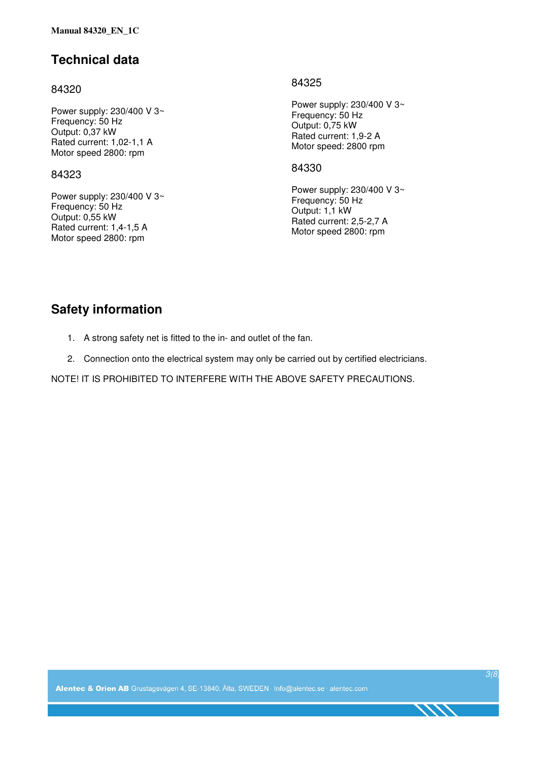# Technical data

## 84320

Power supply: 230/400 V 3~
Frequency: 50 Hz
Output: 0,37 kW
Rated current: 1,02-1,1 A
Motor speed 2800: rpm

## 84323

Power supply: 230/400 V 3~
Frequency: 50 Hz
Output: 0,55 kW
Rated current: 1,4-1,5 A
Motor speed 2800: rpm

## 84325

Power supply: 230/400 V 3~
Frequency: 50 Hz
Output: 0,75 kW
Rated current: 1,9-2 A
Motor speed: 2800 rpm

## 84330

Power supply: 230/400 V 3~
Frequency: 50 Hz
Output: 1,1 kW
Rated current: 2,5-2,7 A
Motor speed 2800: rpm

# Safety information

1. A strong safety net is fitted to the in- and outlet of the fan.
2. Connection onto the electrical system may only be carried out by certified electricians.

NOTE! IT IS PROHIBITED TO INTERFERE WITH THE ABOVE SAFETY PRECAUTIONS.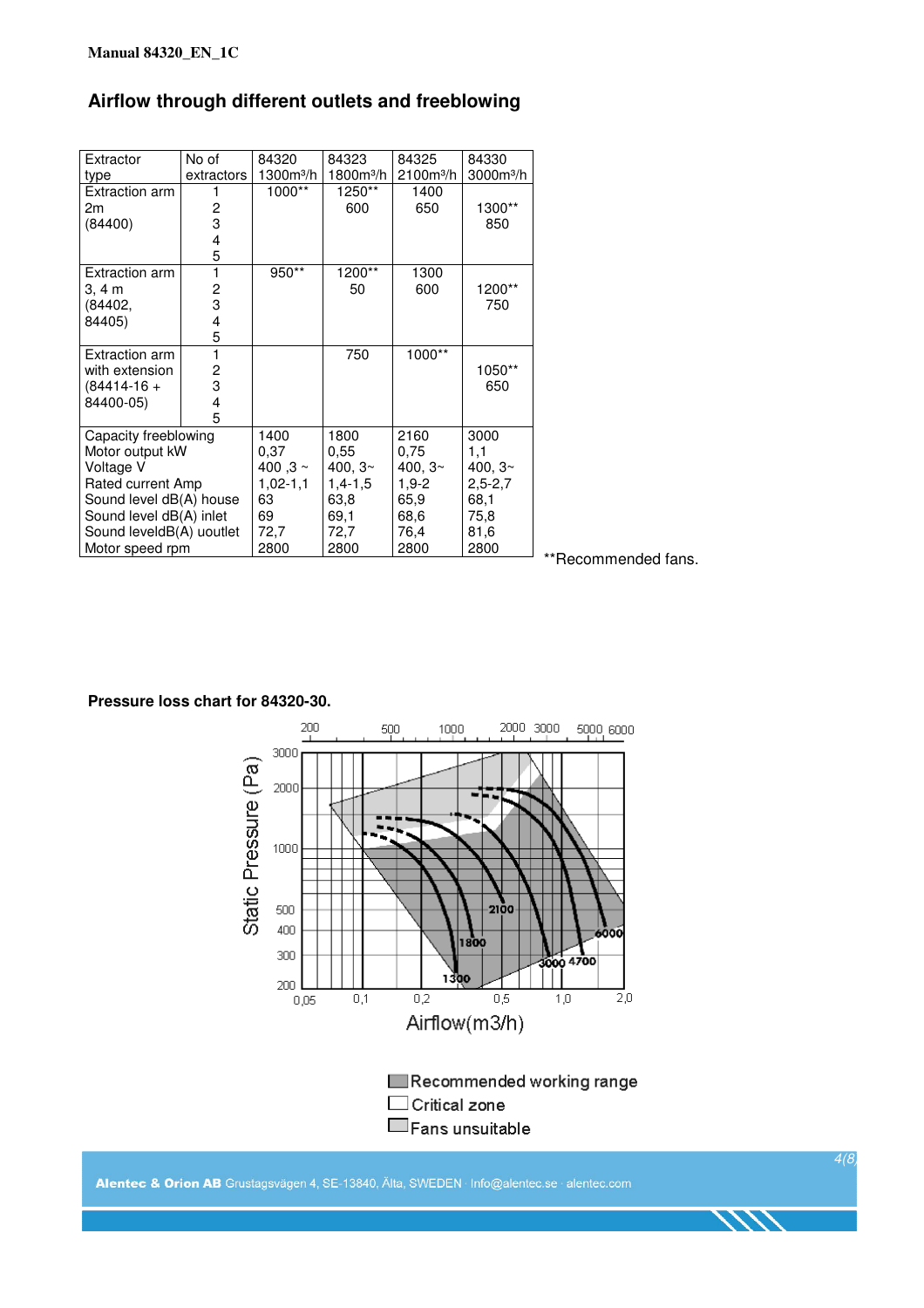## Airflow through different outlets and freeblowing

| Extractor type | No of extractors | 84320 1300m³/h | 84323 1800m³/h | 84325 2100m³/h | 84330 3000m³/h |
|---|---|---|---|---|---|
| Extraction arm 2m (84400) | 1 | 1000** | 1250** | 1400 | |
| | 2 | | 600 | 650 | 1300** |
| | 3 | | | | 850 |
| | 4 | | | | |
| | 5 | | | | |
| Extraction arm 3, 4 m (84402, 84405) | 1 | 950** | 1200** | 1300 | |
| | 2 | | 50 | 600 | 1200** |
| | 3 | | | | 750 |
| | 4 | | | | |
| | 5 | | | | |
| Extraction arm with extension (84414-16 + 84400-05) | 1 | | 750 | 1000** | |
| | 2 | | | | 1050** |
| | 3 | | | | 650 |
| | 4 | | | | |
| | 5 | | | | |
| Capacity freeblowing | | 1400 | 1800 | 2160 | 3000 |
| Motor output kW | | 0,37 | 0,55 | 0,75 | 1,1 |
| Voltage V | | 400 ,3 ~ | 400, 3~ | 400, 3~ | 400, 3~ |
| Rated current Amp | | 1,02-1,1 | 1,4-1,5 | 1,9-2 | 2,5-2,7 |
| Sound level dB(A) house | | 63 | 63,8 | 65,9 | 68,1 |
| Sound level dB(A) inlet | | 69 | 69,1 | 68,6 | 75,8 |
| Sound leveldB(A) uoutlet | | 72,7 | 72,7 | 76,4 | 81,6 |
| Motor speed rpm | | 2800 | 2800 | 2800 | 2800 |

**Recommended fans.

**Pressure loss chart for 84320-30.**

Recommended working range
Critical zone
Fans unsuitable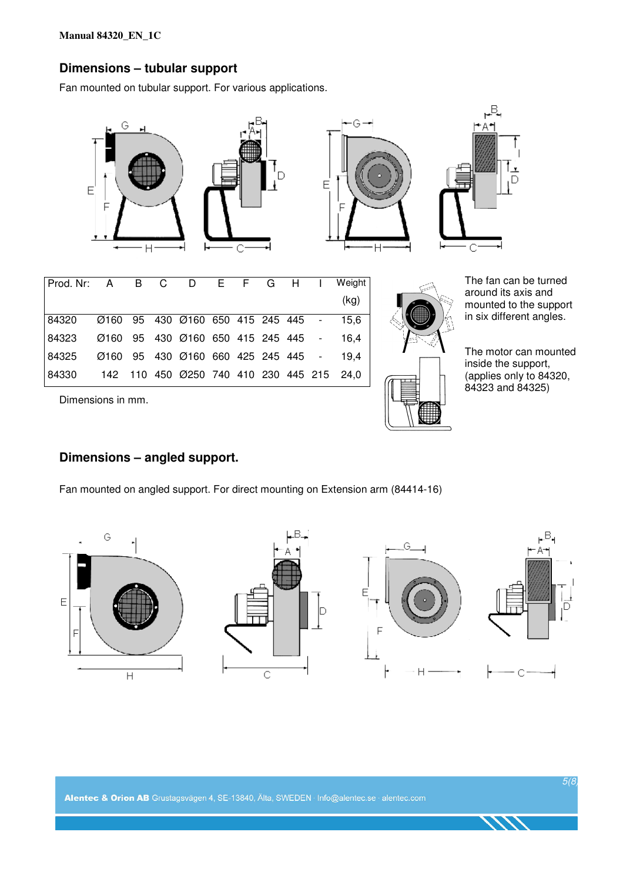## Dimensions – tubular support

Fan mounted on tubular support. For various applications.

| Prod. Nr: | A | B | C | D | E | F | G | H | I | Weight (kg) |
|---|---|---|---|---|---|---|---|---|---|---|
| 84320 | Ø160 | 95 | 430 | Ø160 | 650 | 415 | 245 | 445 | - | 15,6 |
| 84323 | Ø160 | 95 | 430 | Ø160 | 650 | 415 | 245 | 445 | - | 16,4 |
| 84325 | Ø160 | 95 | 430 | Ø160 | 660 | 425 | 245 | 445 | - | 19,4 |
| 84330 | 142 | 110 | 450 | Ø250 | 740 | 410 | 230 | 445 | 215 | 24,0 |

Dimensions in mm.

The fan can be turned around its axis and mounted to the support in six different angles.

The motor can mounted inside the support, (applies only to 84320, 84323 and 84325)

## Dimensions – angled support.

Fan mounted on angled support. For direct mounting on Extension arm (84414-16)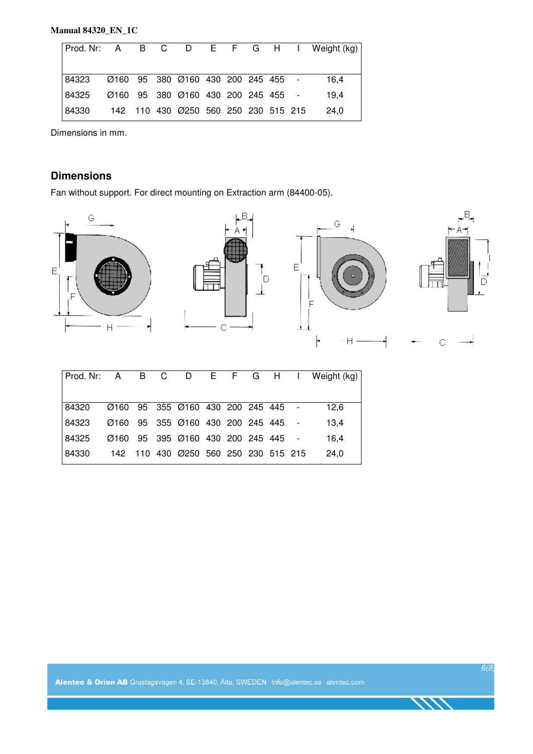| Prod. Nr: | A | B | C | D | E | F | G | H | I | Weight (kg) |
|---|---|---|---|---|---|---|---|---|---|---|
| 84323 | Ø160 | 95 | 380 | Ø160 | 430 | 200 | 245 | 455 | - | 16,4 |
| 84325 | Ø160 | 95 | 380 | Ø160 | 430 | 200 | 245 | 455 | - | 19,4 |
| 84330 | 142 | 110 | 430 | Ø250 | 560 | 250 | 230 | 515 | 215 | 24,0 |

Dimensions in mm.

## Dimensions

Fan without support. For direct mounting on Extraction arm (84400-05).

| Prod. Nr: | A | B | C | D | E | F | G | H | I | Weight (kg) |
|---|---|---|---|---|---|---|---|---|---|---|
| 84320 | Ø160 | 95 | 355 | Ø160 | 430 | 200 | 245 | 445 | - | 12,6 |
| 84323 | Ø160 | 95 | 355 | Ø160 | 430 | 200 | 245 | 445 | - | 13,4 |
| 84325 | Ø160 | 95 | 395 | Ø160 | 430 | 200 | 245 | 445 | - | 16,4 |
| 84330 | 142 | 110 | 430 | Ø250 | 560 | 250 | 230 | 515 | 215 | 24,0 |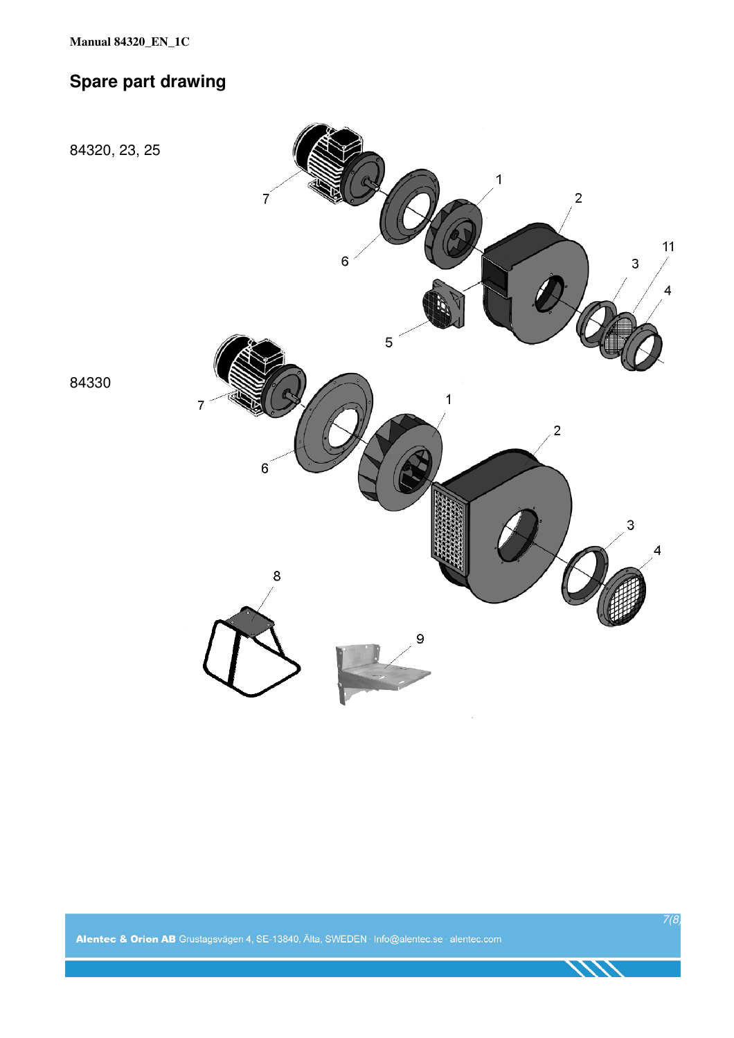## Spare part drawing

84320, 23, 25

84330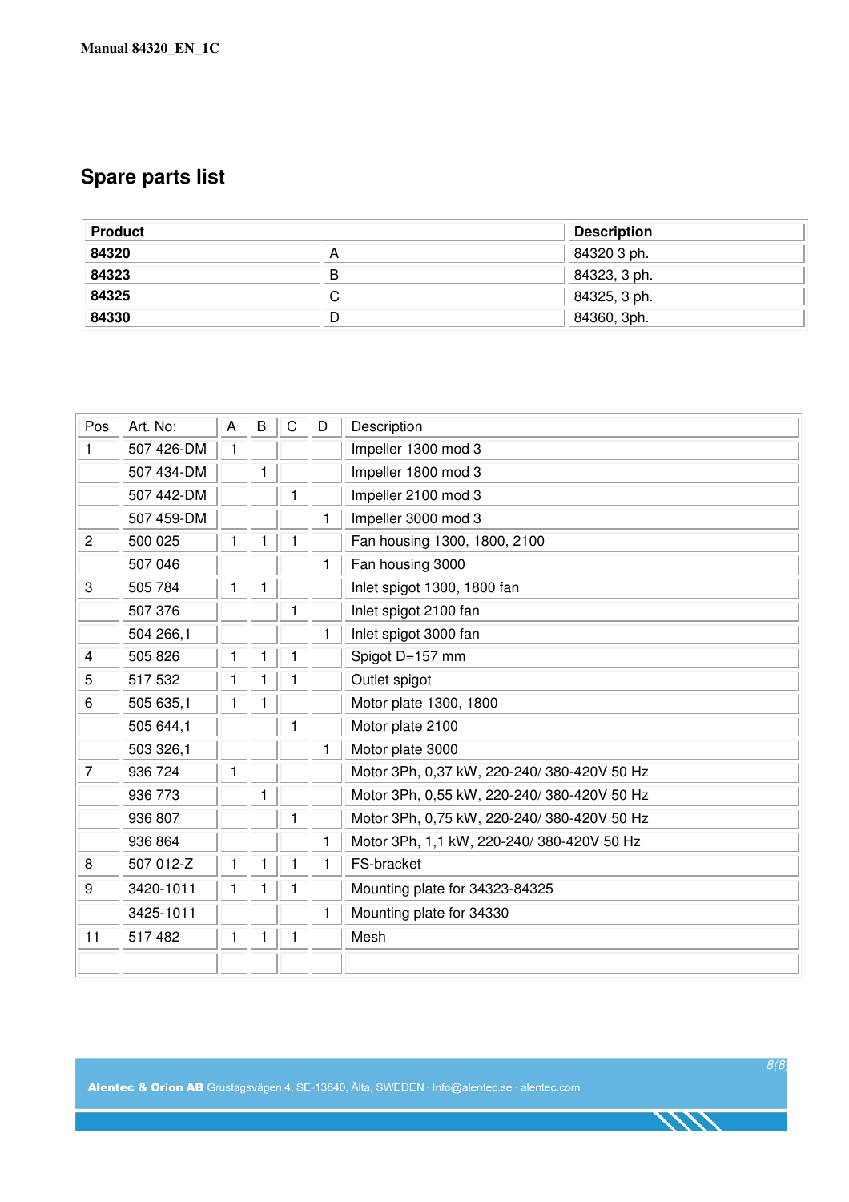## Spare parts list

| Product | | Description |
|---|---|---|
| **84320** | A | 84320 3 ph. |
| **84323** | B | 84323, 3 ph. |
| **84325** | C | 84325, 3 ph. |
| **84330** | D | 84360, 3ph. |

| Pos | Art. No: | A | B | C | D | Description |
|---|---|---|---|---|---|---|
| 1 | 507 426-DM | 1 | | | | Impeller 1300 mod 3 |
| | 507 434-DM | | 1 | | | Impeller 1800 mod 3 |
| | 507 442-DM | | | 1 | | Impeller 2100 mod 3 |
| | 507 459-DM | | | | 1 | Impeller 3000 mod 3 |
| 2 | 500 025 | 1 | 1 | 1 | | Fan housing 1300, 1800, 2100 |
| | 507 046 | | | | 1 | Fan housing 3000 |
| 3 | 505 784 | 1 | 1 | | | Inlet spigot 1300, 1800 fan |
| | 507 376 | | | 1 | | Inlet spigot 2100 fan |
| | 504 266,1 | | | | 1 | Inlet spigot 3000 fan |
| 4 | 505 826 | 1 | 1 | 1 | | Spigot D=157 mm |
| 5 | 517 532 | 1 | 1 | 1 | | Outlet spigot |
| 6 | 505 635,1 | 1 | 1 | | | Motor plate 1300, 1800 |
| | 505 644,1 | | | 1 | | Motor plate 2100 |
| | 503 326,1 | | | | 1 | Motor plate 3000 |
| 7 | 936 724 | 1 | | | | Motor 3Ph, 0,37 kW, 220-240/ 380-420V 50 Hz |
| | 936 773 | | 1 | | | Motor 3Ph, 0,55 kW, 220-240/ 380-420V 50 Hz |
| | 936 807 | | | 1 | | Motor 3Ph, 0,75 kW, 220-240/ 380-420V 50 Hz |
| | 936 864 | | | | 1 | Motor 3Ph, 1,1 kW, 220-240/ 380-420V 50 Hz |
| 8 | 507 012-Z | 1 | 1 | 1 | 1 | FS-bracket |
| 9 | 3420-1011 | 1 | 1 | 1 | | Mounting plate for 34323-84325 |
| | 3425-1011 | | | | 1 | Mounting plate for 34330 |
| 11 | 517 482 | 1 | 1 | 1 | | Mesh |
| | | | | | | |

**Alentec & Orion AB** Grustagsvägen 4, SE-13840, Älta, SWEDEN · Info@alentec.se · alentec.com